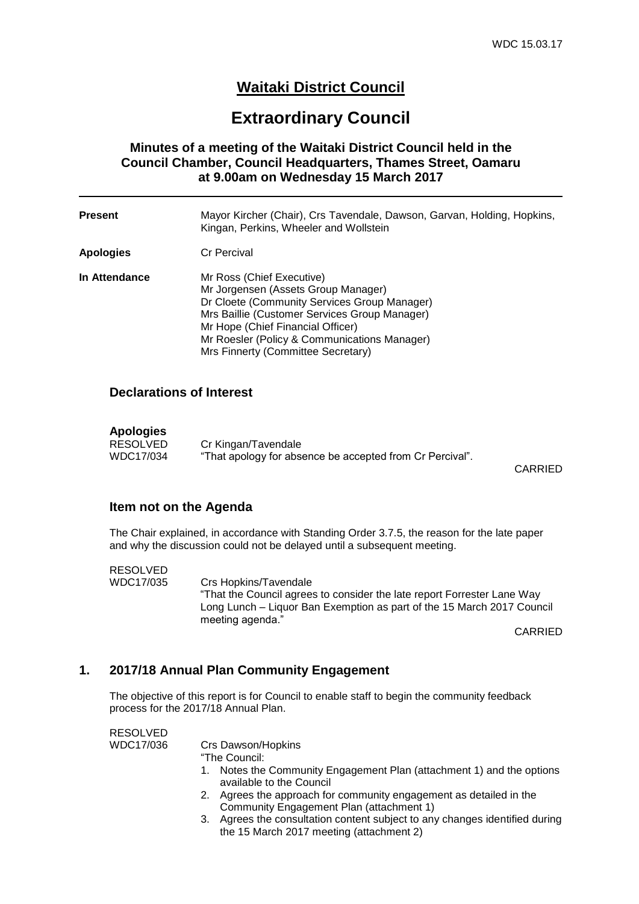# Waitaki District Council

# Extraordinary Council

### Minutes of a meeting of the Waitaki District Council held in the Council Chamber, Council Headquarters, Thames Street, Oamaru at 9.00am on Wednesday 15 March 2017

---

**Present** Mayor Kircher (Chair), Crs Tavendale, Dawson, Garvan, Holding, Hopkins, Kingan, Perkins, Wheeler and Wollstein

**Apologies** Cr Percival

**In Attendance** Mr Ross (Chief Executive)
Mr Jorgensen (Assets Group Manager)
Dr Cloete (Community Services Group Manager)
Mrs Baillie (Customer Services Group Manager)
Mr Hope (Chief Financial Officer)
Mr Roesler (Policy & Communications Manager)
Mrs Finnerty (Committee Secretary)

## Declarations of Interest

### Apologies

RESOLVED Cr Kingan/Tavendale
WDC17/034 "That apology for absence be accepted from Cr Percival".

CARRIED

## Item not on the Agenda

The Chair explained, in accordance with Standing Order 3.7.5, the reason for the late paper and why the discussion could not be delayed until a subsequent meeting.

RESOLVED
WDC17/035 Crs Hopkins/Tavendale
"That the Council agrees to consider the late report Forrester Lane Way Long Lunch – Liquor Ban Exemption as part of the 15 March 2017 Council meeting agenda."

CARRIED

## 1. 2017/18 Annual Plan Community Engagement

The objective of this report is for Council to enable staff to begin the community feedback process for the 2017/18 Annual Plan.

RESOLVED
WDC17/036 Crs Dawson/Hopkins
"The Council:

1. Notes the Community Engagement Plan (attachment 1) and the options available to the Council
2. Agrees the approach for community engagement as detailed in the Community Engagement Plan (attachment 1)
3. Agrees the consultation content subject to any changes identified during the 15 March 2017 meeting (attachment 2)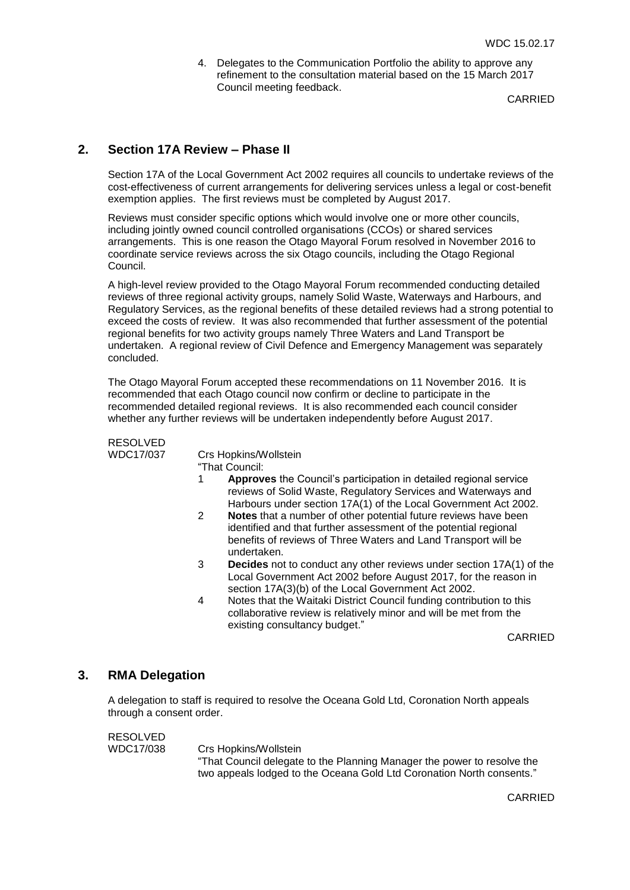4. Delegates to the Communication Portfolio the ability to approve any refinement to the consultation material based on the 15 March 2017 Council meeting feedback.

CARRIED

## 2. Section 17A Review – Phase II

Section 17A of the Local Government Act 2002 requires all councils to undertake reviews of the cost-effectiveness of current arrangements for delivering services unless a legal or cost-benefit exemption applies. The first reviews must be completed by August 2017.

Reviews must consider specific options which would involve one or more other councils, including jointly owned council controlled organisations (CCOs) or shared services arrangements. This is one reason the Otago Mayoral Forum resolved in November 2016 to coordinate service reviews across the six Otago councils, including the Otago Regional Council.

A high-level review provided to the Otago Mayoral Forum recommended conducting detailed reviews of three regional activity groups, namely Solid Waste, Waterways and Harbours, and Regulatory Services, as the regional benefits of these detailed reviews had a strong potential to exceed the costs of review. It was also recommended that further assessment of the potential regional benefits for two activity groups namely Three Waters and Land Transport be undertaken. A regional review of Civil Defence and Emergency Management was separately concluded.

The Otago Mayoral Forum accepted these recommendations on 11 November 2016. It is recommended that each Otago council now confirm or decline to participate in the recommended detailed regional reviews. It is also recommended each council consider whether any further reviews will be undertaken independently before August 2017.

RESOLVED
WDC17/037 Crs Hopkins/Wollstein

"That Council:

1. **Approves** the Council's participation in detailed regional service reviews of Solid Waste, Regulatory Services and Waterways and Harbours under section 17A(1) of the Local Government Act 2002.
2. **Notes** that a number of other potential future reviews have been identified and that further assessment of the potential regional benefits of reviews of Three Waters and Land Transport will be undertaken.
3. **Decides** not to conduct any other reviews under section 17A(1) of the Local Government Act 2002 before August 2017, for the reason in section 17A(3)(b) of the Local Government Act 2002.
4. Notes that the Waitaki District Council funding contribution to this collaborative review is relatively minor and will be met from the existing consultancy budget."

CARRIED

## 3. RMA Delegation

A delegation to staff is required to resolve the Oceana Gold Ltd, Coronation North appeals through a consent order.

RESOLVED
WDC17/038 Crs Hopkins/Wollstein

"That Council delegate to the Planning Manager the power to resolve the two appeals lodged to the Oceana Gold Ltd Coronation North consents."

CARRIED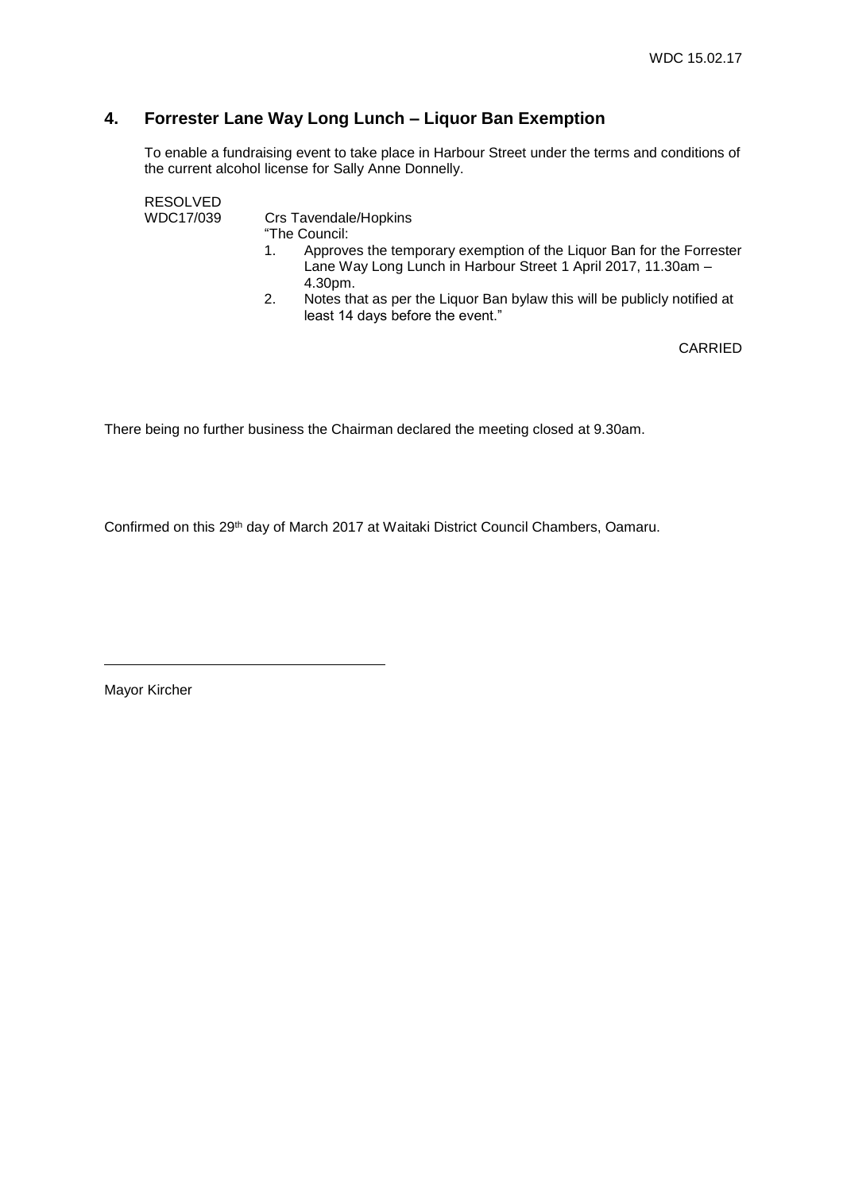## 4. Forrester Lane Way Long Lunch – Liquor Ban Exemption

To enable a fundraising event to take place in Harbour Street under the terms and conditions of the current alcohol license for Sally Anne Donnelly.

RESOLVED
WDC17/039 Crs Tavendale/Hopkins

"The Council:

1. Approves the temporary exemption of the Liquor Ban for the Forrester Lane Way Long Lunch in Harbour Street 1 April 2017, 11.30am – 4.30pm.
2. Notes that as per the Liquor Ban bylaw this will be publicly notified at least 14 days before the event."

CARRIED

There being no further business the Chairman declared the meeting closed at 9.30am.

Confirmed on this 29th day of March 2017 at Waitaki District Council Chambers, Oamaru.

Mayor Kircher